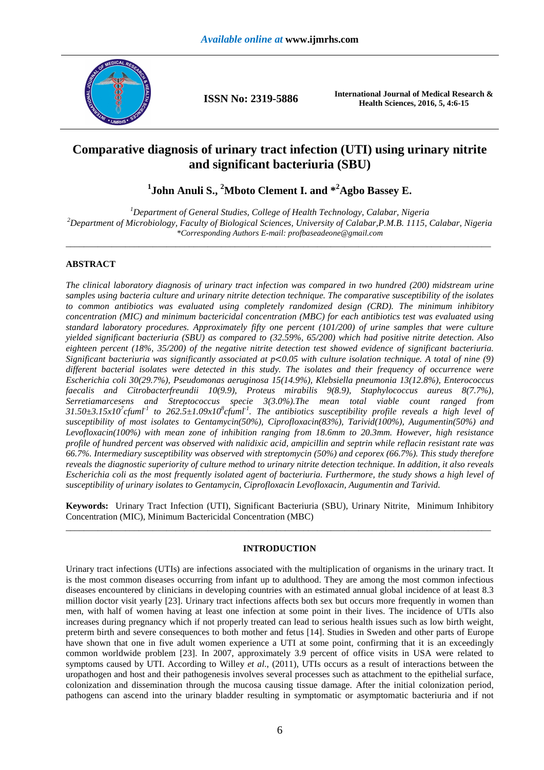# Comparative diagnosis of urinary tract infection (UTI) using urinary nitrite and significant bacteriuria (SBU)

**[1]John Anuli S., [2]Mboto Clement I. and *[2]Agbo Bassey E.**

[1]*Department of General Studies, College of Health Technology, Calabar, Nigeria*
[2]*Department of Microbiology, Faculty of Biological Sciences, University of Calabar,P.M.B. 1115, Calabar, Nigeria*
*\*Corresponding Authors E-mail: profbaseadeone@gmail.com*

---

## ABSTRACT

*The clinical laboratory diagnosis of urinary tract infection was compared in two hundred (200) midstream urine samples using bacteria culture and urinary nitrite detection technique. The comparative susceptibility of the isolates to common antibiotics was evaluated using completely randomized design (CRD). The minimum inhibitory concentration (MIC) and minimum bactericidal concentration (MBC) for each antibiotics test was evaluated using standard laboratory procedures. Approximately fifty one percent (101/200) of urine samples that were culture yielded significant bacteriuria (SBU) as compared to (32.59%, 65/200) which had positive nitrite detection. Also eighteen percent (18%, 35/200) of the negative nitrite detection test showed evidence of significant bacteriuria. Significant bacteriuria was significantly associated at $p<0.05$ with culture isolation technique. A total of nine (9) different bacterial isolates were detected in this study. The isolates and their frequency of occurrence were Escherichia coli 30(29.7%), Pseudomonas aeruginosa 15(14.9%), Klebsiella pneumonia 13(12.8%), Enterococcus faecalis and Citrobacterfreundii 10(9.9), Proteus mirabilis 9(8.9), Staphylococcus aureus 8(7.7%), Serretiamarcesens and Streptococcus specie 3(3.0%).The mean total viable count ranged from $31.50\pm3.15x10^7cfuml^{-1}$ to $262.5\pm1.09x10^8cfuml^{-1}$. The antibiotics susceptibility profile reveals a high level of susceptibility of most isolates to Gentamycin(50%), Ciprofloxacin(83%), Tarivid(100%), Augumentin(50%) and Levofloxacin(100%) with mean zone of inhibition ranging from 18.6mm to 20.3mm. However, high resistance profile of hundred percent was observed with nalidixic acid, ampicillin and septrin while reflacin resistant rate was 66.7%. Intermediary susceptibility was observed with streptomycin (50%) and ceporex (66.7%). This study therefore reveals the diagnostic superiority of culture method to urinary nitrite detection technique. In addition, it also reveals Escherichia coli as the most frequently isolated agent of bacteriuria. Furthermore, the study shows a high level of susceptibility of urinary isolates to Gentamycin, Ciprofloxacin Levofloxacin, Augumentin and Tarivid.*

**Keywords:** Urinary Tract Infection (UTI), Significant Bacteriuria (SBU), Urinary Nitrite, Minimum Inhibitory Concentration (MIC), Minimum Bactericidal Concentration (MBC)

---

## INTRODUCTION

Urinary tract infections (UTIs) are infections associated with the multiplication of organisms in the urinary tract. It is the most common diseases occurring from infant up to adulthood. They are among the most common infectious diseases encountered by clinicians in developing countries with an estimated annual global incidence of at least 8.3 million doctor visit yearly [23]. Urinary tract infections affects both sex but occurs more frequently in women than men, with half of women having at least one infection at some point in their lives. The incidence of UTIs also increases during pregnancy which if not properly treated can lead to serious health issues such as low birth weight, preterm birth and severe consequences to both mother and fetus [14]. Studies in Sweden and other parts of Europe have shown that one in five adult women experience a UTI at some point, confirming that it is an exceedingly common worldwide problem [23]. In 2007, approximately 3.9 percent of office visits in USA were related to symptoms caused by UTI. According to Willey *et al*., (2011), UTIs occurs as a result of interactions between the uropathogen and host and their pathogenesis involves several processes such as attachment to the epithelial surface, colonization and dissemination through the mucosa causing tissue damage. After the initial colonization period, pathogens can ascend into the urinary bladder resulting in symptomatic or asymptomatic bacteriuria and if not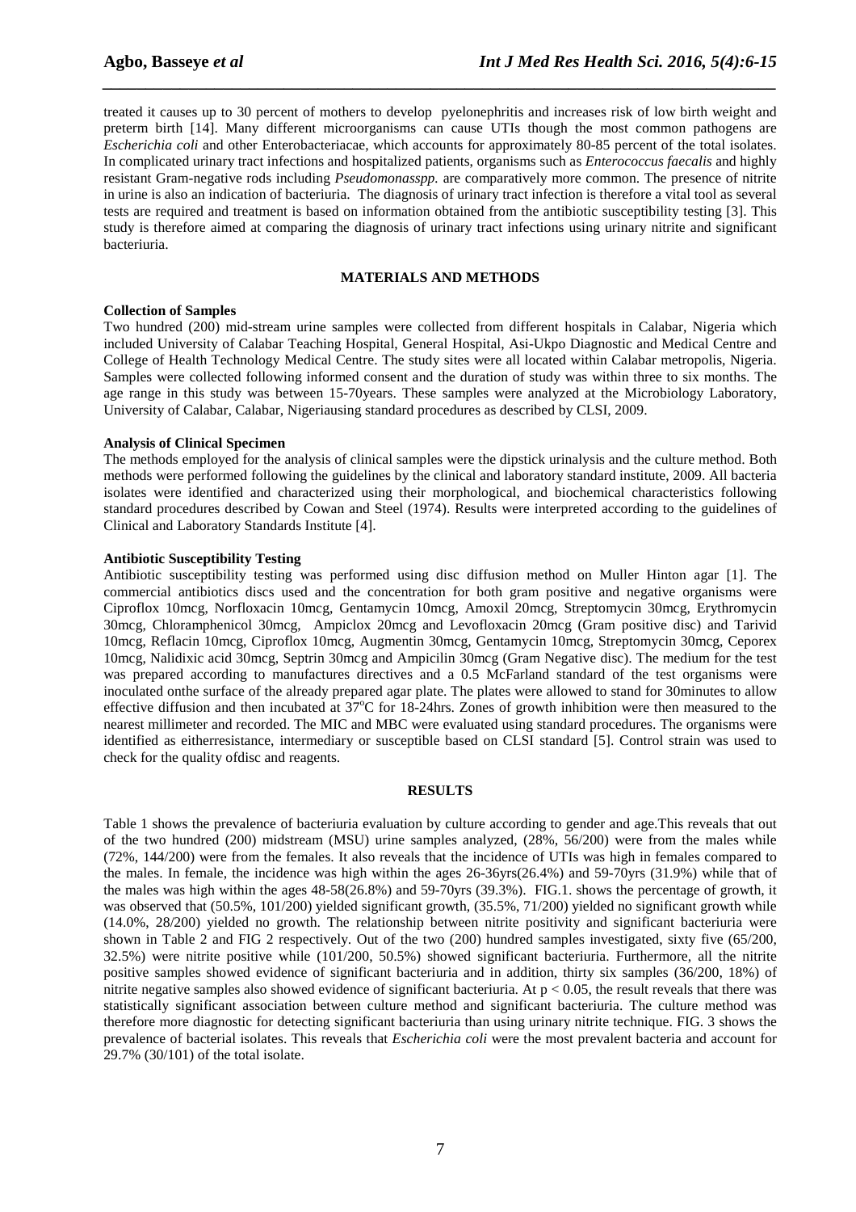treated it causes up to 30 percent of mothers to develop pyelonephritis and increases risk of low birth weight and preterm birth [14]. Many different microorganisms can cause UTIs though the most common pathogens are *Escherichia coli* and other Enterobacteriacae, which accounts for approximately 80-85 percent of the total isolates. In complicated urinary tract infections and hospitalized patients, organisms such as *Enterococcus faecalis* and highly resistant Gram-negative rods including *Pseudomonasspp.* are comparatively more common. The presence of nitrite in urine is also an indication of bacteriuria. The diagnosis of urinary tract infection is therefore a vital tool as several tests are required and treatment is based on information obtained from the antibiotic susceptibility testing [3]. This study is therefore aimed at comparing the diagnosis of urinary tract infections using urinary nitrite and significant bacteriuria.

## MATERIALS AND METHODS

### Collection of Samples

Two hundred (200) mid-stream urine samples were collected from different hospitals in Calabar, Nigeria which included University of Calabar Teaching Hospital, General Hospital, Asi-Ukpo Diagnostic and Medical Centre and College of Health Technology Medical Centre. The study sites were all located within Calabar metropolis, Nigeria. Samples were collected following informed consent and the duration of study was within three to six months. The age range in this study was between 15-70years. These samples were analyzed at the Microbiology Laboratory, University of Calabar, Calabar, Nigeriausing standard procedures as described by CLSI, 2009.

### Analysis of Clinical Specimen

The methods employed for the analysis of clinical samples were the dipstick urinalysis and the culture method. Both methods were performed following the guidelines by the clinical and laboratory standard institute, 2009. All bacteria isolates were identified and characterized using their morphological, and biochemical characteristics following standard procedures described by Cowan and Steel (1974). Results were interpreted according to the guidelines of Clinical and Laboratory Standards Institute [4].

### Antibiotic Susceptibility Testing

Antibiotic susceptibility testing was performed using disc diffusion method on Muller Hinton agar [1]. The commercial antibiotics discs used and the concentration for both gram positive and negative organisms were Ciproflox 10mcg, Norfloxacin 10mcg, Gentamycin 10mcg, Amoxil 20mcg, Streptomycin 30mcg, Erythromycin 30mcg, Chloramphenicol 30mcg, Ampiclox 20mcg and Levofloxacin 20mcg (Gram positive disc) and Tarivid 10mcg, Reflacin 10mcg, Ciproflox 10mcg, Augmentin 30mcg, Gentamycin 10mcg, Streptomycin 30mcg, Ceporex 10mcg, Nalidixic acid 30mcg, Septrin 30mcg and Ampicilin 30mcg (Gram Negative disc). The medium for the test was prepared according to manufactures directives and a 0.5 McFarland standard of the test organisms were inoculated onthe surface of the already prepared agar plate. The plates were allowed to stand for 30minutes to allow effective diffusion and then incubated at 37°C for 18-24hrs. Zones of growth inhibition were then measured to the nearest millimeter and recorded. The MIC and MBC were evaluated using standard procedures. The organisms were identified as eitherresistance, intermediary or susceptible based on CLSI standard [5]. Control strain was used to check for the quality ofdisc and reagents.

## RESULTS

Table 1 shows the prevalence of bacteriuria evaluation by culture according to gender and age.This reveals that out of the two hundred (200) midstream (MSU) urine samples analyzed, (28%, 56/200) were from the males while (72%, 144/200) were from the females. It also reveals that the incidence of UTIs was high in females compared to the males. In female, the incidence was high within the ages 26-36yrs(26.4%) and 59-70yrs (31.9%) while that of the males was high within the ages 48-58(26.8%) and 59-70yrs (39.3%). FIG.1. shows the percentage of growth, it was observed that (50.5%, 101/200) yielded significant growth, (35.5%, 71/200) yielded no significant growth while (14.0%, 28/200) yielded no growth. The relationship between nitrite positivity and significant bacteriuria were shown in Table 2 and FIG 2 respectively. Out of the two (200) hundred samples investigated, sixty five (65/200, 32.5%) were nitrite positive while (101/200, 50.5%) showed significant bacteriuria. Furthermore, all the nitrite positive samples showed evidence of significant bacteriuria and in addition, thirty six samples (36/200, 18%) of nitrite negative samples also showed evidence of significant bacteriuria. At $p < 0.05$, the result reveals that there was statistically significant association between culture method and significant bacteriuria. The culture method was therefore more diagnostic for detecting significant bacteriuria than using urinary nitrite technique. FIG. 3 shows the prevalence of bacterial isolates. This reveals that *Escherichia coli* were the most prevalent bacteria and account for 29.7% (30/101) of the total isolate.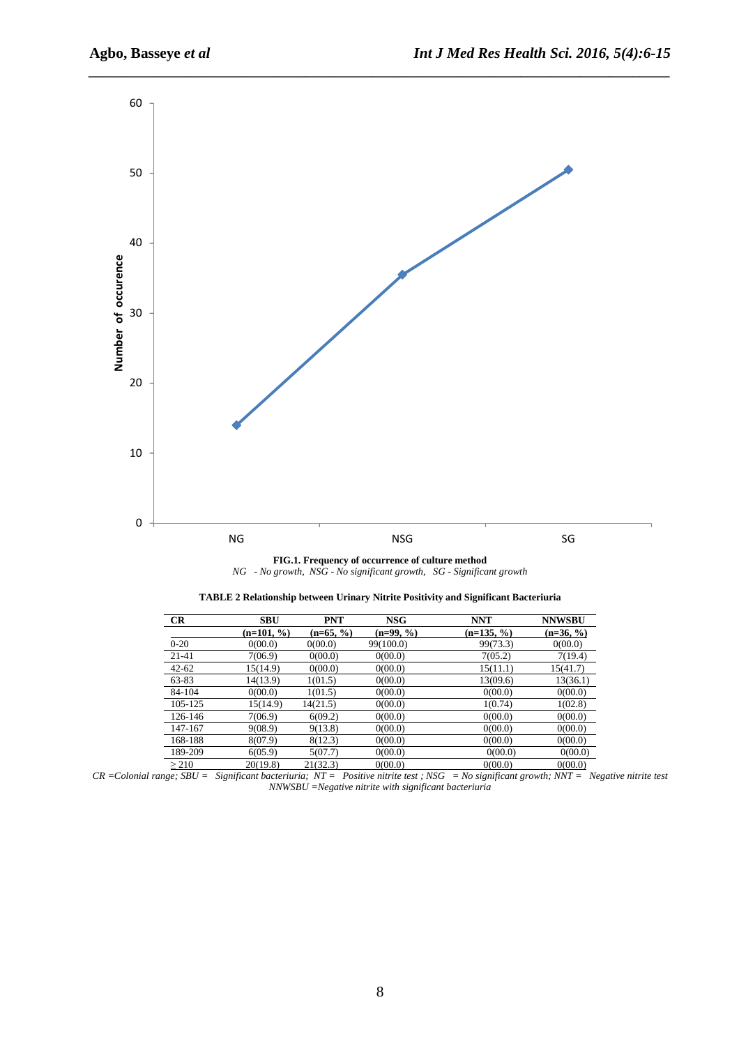**FIG.1. Frequency of occurrence of culture method**

*NG - No growth, NSG - No significant growth, SG - Significant growth*

**TABLE 2 Relationship between Urinary Nitrite Positivity and Significant Bacteriuria**

| CR | SBU (n=101, %) | PNT (n=65, %) | NSG (n=99, %) | NNT (n=135, %) | NNWSBU (n=36, %) |
|---|---|---|---|---|---|
| 0-20 | 0(00.0) | 0(00.0) | 99(100.0) | 99(73.3) | 0(00.0) |
| 21-41 | 7(06.9) | 0(00.0) | 0(00.0) | 7(05.2) | 7(19.4) |
| 42-62 | 15(14.9) | 0(00.0) | 0(00.0) | 15(11.1) | 15(41.7) |
| 63-83 | 14(13.9) | 1(01.5) | 0(00.0) | 13(09.6) | 13(36.1) |
| 84-104 | 0(00.0) | 1(01.5) | 0(00.0) | 0(00.0) | 0(00.0) |
| 105-125 | 15(14.9) | 14(21.5) | 0(00.0) | 1(0.74) | 1(02.8) |
| 126-146 | 7(06.9) | 6(09.2) | 0(00.0) | 0(00.0) | 0(00.0) |
| 147-167 | 9(08.9) | 9(13.8) | 0(00.0) | 0(00.0) | 0(00.0) |
| 168-188 | 8(07.9) | 8(12.3) | 0(00.0) | 0(00.0) | 0(00.0) |
| 189-209 | 6(05.9) | 5(07.7) | 0(00.0) | 0(00.0) | 0(00.0) |
| ≥ 210 | 20(19.8) | 21(32.3) | 0(00.0) | 0(00.0) | 0(00.0) |

*CR =Colonial range; SBU = Significant bacteriuria; NT = Positive nitrite test ; NSG = No significant growth; NNT = Negative nitrite test NNWSBU =Negative nitrite with significant bacteriuria*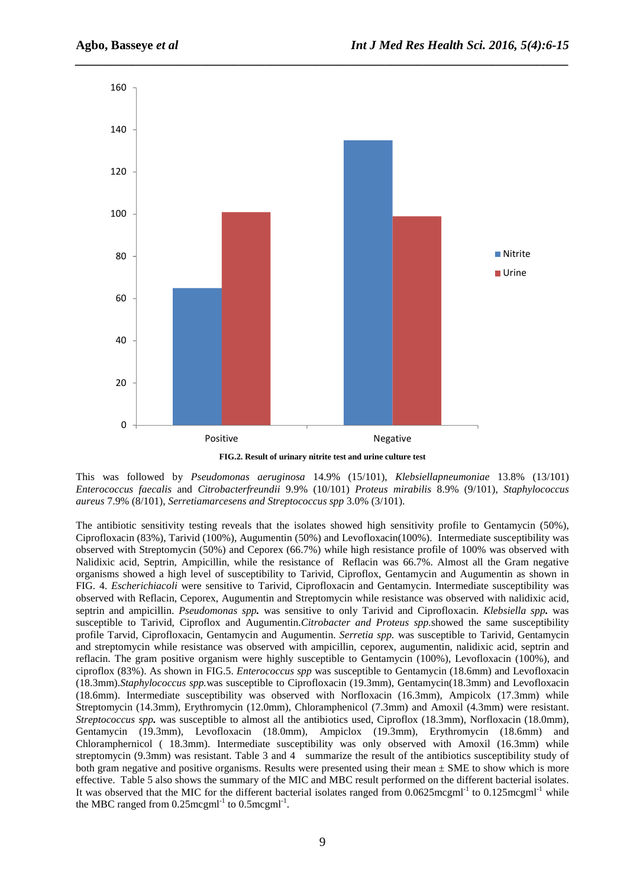FIG.2. Result of urinary nitrite test and urine culture test

This was followed by *Pseudomonas aeruginosa* 14.9% (15/101), *Klebsiellapneumoniae* 13.8% (13/101) *Enterococcus faecalis* and *Citrobacterfreundii* 9.9% (10/101) *Proteus mirabilis* 8.9% (9/101), *Staphylococcus aureus* 7.9% (8/101), *Serretiamarcesens and Streptococcus spp* 3.0% (3/101).

The antibiotic sensitivity testing reveals that the isolates showed high sensitivity profile to Gentamycin (50%), Ciprofloxacin (83%), Tarivid (100%), Augumentin (50%) and Levofloxacin(100%). Intermediate susceptibility was observed with Streptomycin (50%) and Ceporex (66.7%) while high resistance profile of 100% was observed with Nalidixic acid, Septrin, Ampicillin, while the resistance of Reflacin was 66.7%. Almost all the Gram negative organisms showed a high level of susceptibility to Tarivid, Ciproflox, Gentamycin and Augumentin as shown in FIG. 4. *Escherichiacoli* were sensitive to Tarivid, Ciprofloxacin and Gentamycin. Intermediate susceptibility was observed with Reflacin, Ceporex, Augumentin and Streptomycin while resistance was observed with nalidixic acid, septrin and ampicillin. *Pseudomonas spp.* was sensitive to only Tarivid and Ciprofloxacin. *Klebsiella spp.* was susceptible to Tarivid, Ciproflox and Augumentin.*Citrobacter and Proteus spp.*showed the same susceptibility profile Tarvid, Ciprofloxacin, Gentamycin and Augumentin. *Serretia spp.* was susceptible to Tarivid, Gentamycin and streptomycin while resistance was observed with ampicillin, ceporex, augumentin, nalidixic acid, septrin and reflacin. The gram positive organism were highly susceptible to Gentamycin (100%), Levofloxacin (100%), and ciproflox (83%). As shown in FIG.5. *Enterococcus spp* was susceptible to Gentamycin (18.6mm) and Levofloxacin (18.3mm).*Staphylococcus spp.*was susceptible to Ciprofloxacin (19.3mm), Gentamycin(18.3mm) and Levofloxacin (18.6mm). Intermediate susceptibility was observed with Norfloxacin (16.3mm), Ampicolx (17.3mm) while Streptomycin (14.3mm), Erythromycin (12.0mm), Chloramphenicol (7.3mm) and Amoxil (4.3mm) were resistant. *Streptococcus spp.* was susceptible to almost all the antibiotics used, Ciproflox (18.3mm), Norfloxacin (18.0mm), Gentamycin (19.3mm), Levofloxacin (18.0mm), Ampiclox (19.3mm), Erythromycin (18.6mm) and Chloramphernicol ( 18.3mm). Intermediate susceptibility was only observed with Amoxil (16.3mm) while streptomycin (9.3mm) was resistant. Table 3 and 4 summarize the result of the antibiotics susceptibility study of both gram negative and positive organisms. Results were presented using their mean ± SME to show which is more effective. Table 5 also shows the summary of the MIC and MBC result performed on the different bacterial isolates. It was observed that the MIC for the different bacterial isolates ranged from $0.0625mcgml^{-1}$ to $0.125mcgml^{-1}$ while the MBC ranged from $0.25mcgml^{-1}$ to $0.5mcgml^{-1}$.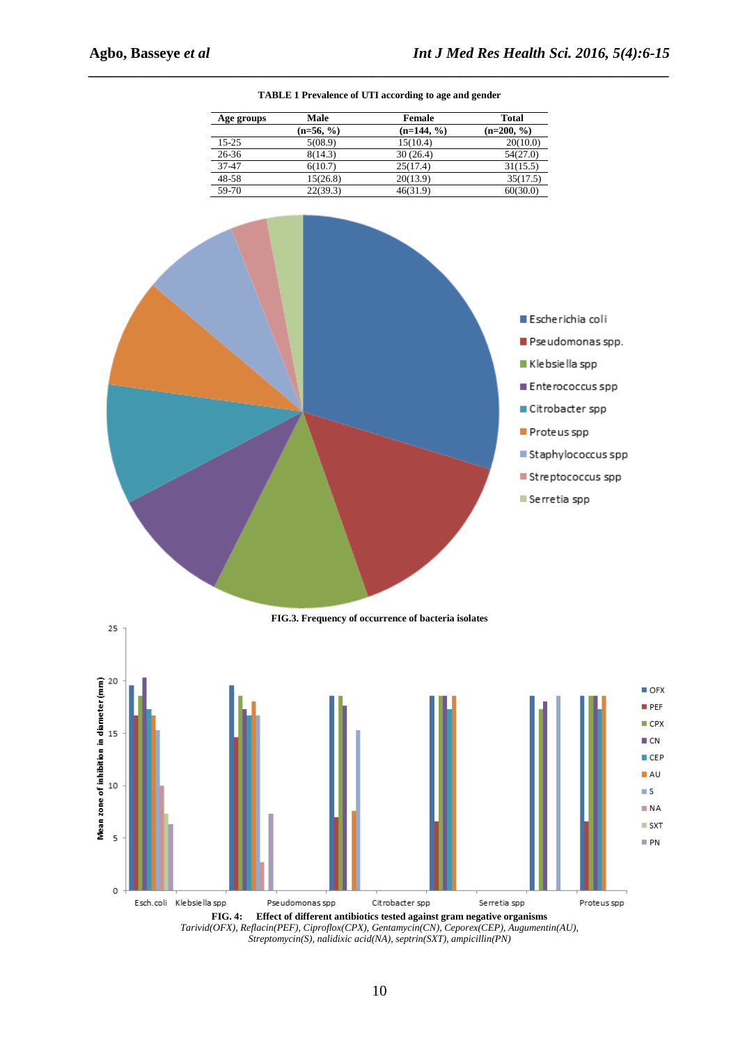**TABLE 1 Prevalence of UTI according to age and gender**

| Age groups | Male (n=56, %) | Female (n=144, %) | Total (n=200, %) |
|---|---|---|---|
| 15-25 | 5(08.9) | 15(10.4) | 20(10.0) |
| 26-36 | 8(14.3) | 30 (26.4) | 54(27.0) |
| 37-47 | 6(10.7) | 25(17.4) | 31(15.5) |
| 48-58 | 15(26.8) | 20(13.9) | 35(17.5) |
| 59-70 | 22(39.3) | 46(31.9) | 60(30.0) |

**FIG.3. Frequency of occurrence of bacteria isolates**

**FIG. 4: Effect of different antibiotics tested against gram negative organisms**

*Tarivid(OFX), Reflacin(PEF), Ciproflox(CPX), Gentamycin(CN), Ceporex(CEP), Augumentin(AU), Streptomycin(S), nalidixic acid(NA), septrin(SXT), ampicillin(PN)*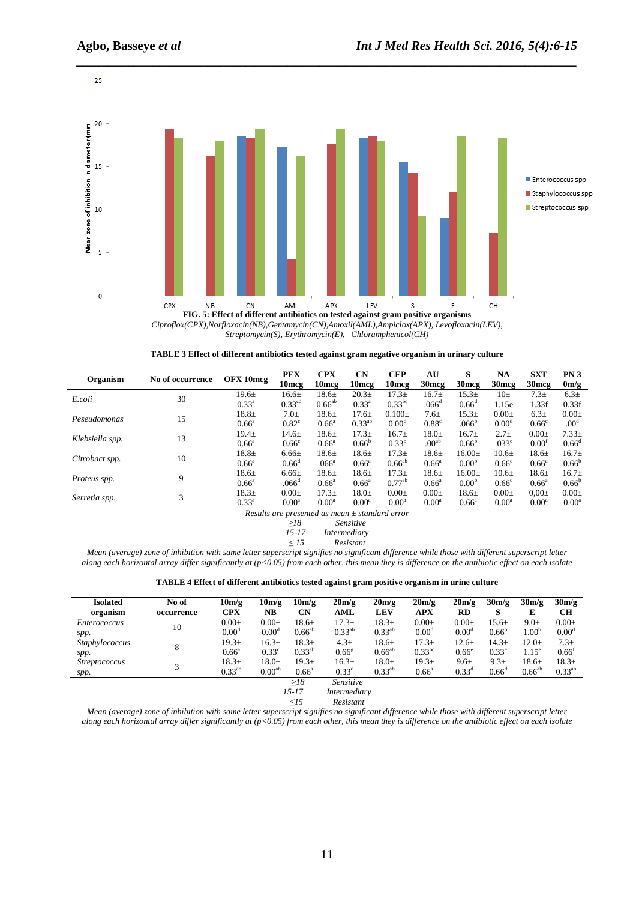**FIG. 5: Effect of different antibiotics on tested against gram positive organisms**

*Ciproflox(CPX),Norfloxacin(NB),Gentamycin(CN),Amoxil(AML),Ampiclox(APX), Levofloxacin(LEV), Streptomycin(S), Erythromycin(E), Chloramphenicol(CH)*

**TABLE 3 Effect of different antibiotics tested against gram negative organism in urinary culture**

| Organism | No of occurrence | OFX 10mcg | PEX 10mcg | CPX 10mcg | CN 10mcg | CEP 10mcg | AU 30mcg | S 30mcg | NA 30mcg | SXT 30mcg | PN 3 0m/g |
|---|---|---|---|---|---|---|---|---|---|---|---|
| *E.coli* | 30 | 19.6± 0.33[a] | 16.6± 0.33[cd] | 18.6± 0.66[ab] | 20.3± 0.33[a] | 17.3± 0.33[bc] | 16.7± .066[d] | 15.3± 0.66[d] | 10± 1.15e | 7.3± 1.33f | 6.3± 0.33f |
| *Peseudomonas* | 15 | 18.8± 0.66[a] | 7.0± 0.82[c] | 18.6± 0.66[a] | 17.6± 0.33[ab] | 0.100± 0.00[d] | 7.6± 0.88[c] | 15.3± .066[b] | 0.00± 0.00[d] | 6.3± 0.66[c] | 0.00± .00[d] |
| *Klebsiella spp.* | 13 | 19.4± 0.66[a] | 14.6± 0.66[c] | 18.6± 0.66[a] | 17.3± 0.66[b] | 16.7± 0.33[b] | 18.0± .00[ab] | 16.7± 0.66[b] | 2.7± .033[e] | 0.00± 0.00[f] | 7.33± 0.66[d] |
| *Citrobact spp.* | 10 | 18.8± 0.66[a] | 6.66± 0.66[d] | 18.6± .066[a] | 18.6± 0.66[a] | 17.3± 0.66[ab] | 18.6± 0.66[a] | 16.00± 0.00[b] | 10.6± 0.66[c] | 18.6± 0.66[a] | 16.7± 0.66[b] |
| *Proteus spp.* | 9 | 18.6± 0.66[a] | 6.66± .066[d] | 18.6± 0.66[a] | 18.6± 0.66[a] | 17.3± 0.77[ab] | 18.6± 0.66[a] | 16.00± 0.00[b] | 10.6± 0.66[c] | 18.6± 0.66[a] | 16.7± 0.66[b] |
| *Serretia spp.* | 3 | 18.3± 0.33[a] | 0.00± 0.00[a] | 17.3± 0.00[a] | 18.0± 0.00[a] | 0.00± 0.00[a] | 0.00± 0.00[a] | 18.6± 0.66[a] | 0.00± 0.00[a] | 0,00± 0.00[a] | 0.00± 0.00[a] |

*Results are presented as mean ± standard error*

*≥18 Sensitive*
*15-17 Intermediary*
*≤ 15 Resistant*

*Mean (average) zone of inhibition with same letter superscript signifies no significant difference while those with different superscript letter along each horizontal array differ significantly at (p<0.05) from each other, this mean they is difference on the antibiotic effect on each isolate*

**TABLE 4 Effect of different antibiotics tested against gram positive organism in urine culture**

| Isolated organism | No of occurrence | 10m/g CPX | 10m/g NB | 10m/g CN | 20m/g AML | 20m/g LEV | 20m/g APX | 20m/g RD | 30m/g S | 30m/g E | 30m/g CH |
|---|---|---|---|---|---|---|---|---|---|---|---|
| *Enterococcus spp.* | 10 | 0.00± 0.00[d] | 0.00± 0.00[d] | 18.6± 0.66[ab] | 17.3± 0.33[ab] | 18.3± 0.33[ab] | 0.00± 0.00[d] | 0.00± 0.00[d] | 15.6± 0.66[b] | 9.0± 1.00[b] | 0.00± 0.00[d] |
| *Staphylococcus spp.* | 8 | 19.3± 0.66[a] | 16.3± 0.33[c] | 18.3± 0.33[ab] | 4.3± 0.66[g] | 18.6± 0.66[ab] | 17.3± 0.33[bc] | 12.6± 0.66[e] | 14.3± 0.33[e] | 12.0± 1.15[e] | 7.3± 0.66[f] |
| *Streptococcus spp.* | 3 | 18.3± 0.33[ab] | 18.0± 0.00[ab] | 19.3± 0.66[a] | 16.3± 0.33[c] | 18.0± 0.33[ab] | 19.3± 0.66[a] | 9.6± 0.33[d] | 9.3± 0.66[d] | 18.6± 0.66[ab] | 18.3± 0.33[ab] |

*≥18 Sensitive*
*15-17 Intermediary*
*≤15 Resistant*

*Mean (average) zone of inhibition with same letter superscript signifies no significant difference while those with different superscript letter along each horizontal array differ significantly at (p<0.05) from each other, this mean they is difference on the antibiotic effect on each isolate*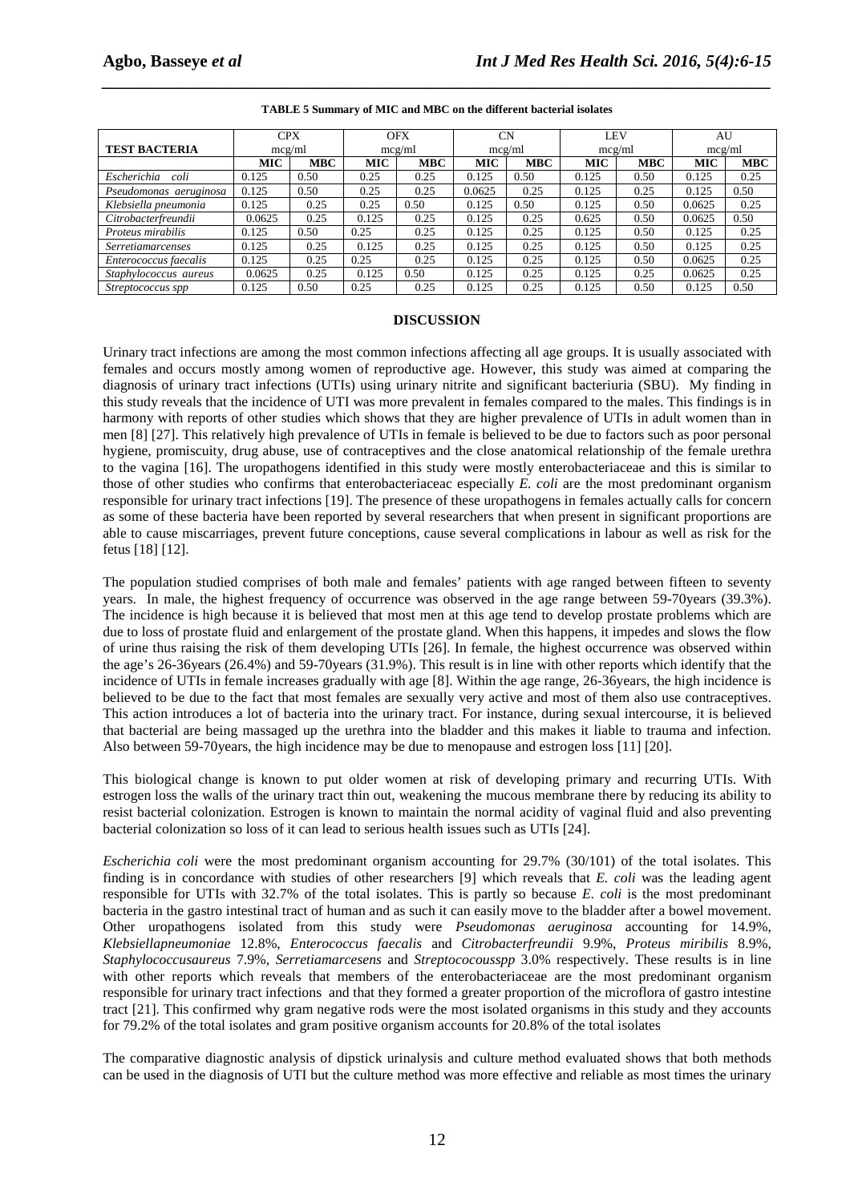**TABLE 5 Summary of MIC and MBC on the different bacterial isolates**

| TEST BACTERIA | CPX mcg/ml | | OFX mcg/ml | | CN mcg/ml | | LEV mcg/ml | | AU mcg/ml | |
|---|---|---|---|---|---|---|---|---|---|---|
| | **MIC** | **MBC** | **MIC** | **MBC** | **MIC** | **MBC** | **MIC** | **MBC** | **MIC** | **MBC** |
| *Escherichia coli* | 0.125 | 0.50 | 0.25 | 0.25 | 0.125 | 0.50 | 0.125 | 0.50 | 0.125 | 0.25 |
| *Pseudomonas aeruginosa* | 0.125 | 0.50 | 0.25 | 0.25 | 0.0625 | 0.25 | 0.125 | 0.25 | 0.125 | 0.50 |
| *Klebsiella pneumonia* | 0.125 | 0.25 | 0.25 | 0.50 | 0.125 | 0.50 | 0.125 | 0.50 | 0.0625 | 0.25 |
| *Citrobacterfreundii* | 0.0625 | 0.25 | 0.125 | 0.25 | 0.125 | 0.25 | 0.625 | 0.50 | 0.0625 | 0.50 |
| *Proteus mirabilis* | 0.125 | 0.50 | 0.25 | 0.25 | 0.125 | 0.25 | 0.125 | 0.50 | 0.125 | 0.25 |
| *Serretiamarcenses* | 0.125 | 0.25 | 0.125 | 0.25 | 0.125 | 0.25 | 0.125 | 0.50 | 0.125 | 0.25 |
| *Enterococcus faecalis* | 0.125 | 0.25 | 0.25 | 0.25 | 0.125 | 0.25 | 0.125 | 0.50 | 0.0625 | 0.25 |
| *Staphylococcus aureus* | 0.0625 | 0.25 | 0.125 | 0.50 | 0.125 | 0.25 | 0.125 | 0.25 | 0.0625 | 0.25 |
| *Streptococcus spp* | 0.125 | 0.50 | 0.25 | 0.25 | 0.125 | 0.25 | 0.125 | 0.50 | 0.125 | 0.50 |

## DISCUSSION

Urinary tract infections are among the most common infections affecting all age groups. It is usually associated with females and occurs mostly among women of reproductive age. However, this study was aimed at comparing the diagnosis of urinary tract infections (UTIs) using urinary nitrite and significant bacteriuria (SBU). My finding in this study reveals that the incidence of UTI was more prevalent in females compared to the males. This findings is in harmony with reports of other studies which shows that they are higher prevalence of UTIs in adult women than in men [8] [27]. This relatively high prevalence of UTIs in female is believed to be due to factors such as poor personal hygiene, promiscuity, drug abuse, use of contraceptives and the close anatomical relationship of the female urethra to the vagina [16]. The uropathogens identified in this study were mostly enterobacteriaceae and this is similar to those of other studies who confirms that enterobacteriaceac especially *E. coli* are the most predominant organism responsible for urinary tract infections [19]. The presence of these uropathogens in females actually calls for concern as some of these bacteria have been reported by several researchers that when present in significant proportions are able to cause miscarriages, prevent future conceptions, cause several complications in labour as well as risk for the fetus [18] [12].

The population studied comprises of both male and females' patients with age ranged between fifteen to seventy years. In male, the highest frequency of occurrence was observed in the age range between 59-70years (39.3%). The incidence is high because it is believed that most men at this age tend to develop prostate problems which are due to loss of prostate fluid and enlargement of the prostate gland. When this happens, it impedes and slows the flow of urine thus raising the risk of them developing UTIs [26]. In female, the highest occurrence was observed within the age's 26-36years (26.4%) and 59-70years (31.9%). This result is in line with other reports which identify that the incidence of UTIs in female increases gradually with age [8]. Within the age range, 26-36years, the high incidence is believed to be due to the fact that most females are sexually very active and most of them also use contraceptives. This action introduces a lot of bacteria into the urinary tract. For instance, during sexual intercourse, it is believed that bacterial are being massaged up the urethra into the bladder and this makes it liable to trauma and infection. Also between 59-70years, the high incidence may be due to menopause and estrogen loss [11] [20].

This biological change is known to put older women at risk of developing primary and recurring UTIs. With estrogen loss the walls of the urinary tract thin out, weakening the mucous membrane there by reducing its ability to resist bacterial colonization. Estrogen is known to maintain the normal acidity of vaginal fluid and also preventing bacterial colonization so loss of it can lead to serious health issues such as UTIs [24].

*Escherichia coli* were the most predominant organism accounting for 29.7% (30/101) of the total isolates. This finding is in concordance with studies of other researchers [9] which reveals that *E. coli* was the leading agent responsible for UTIs with 32.7% of the total isolates. This is partly so because *E. coli* is the most predominant bacteria in the gastro intestinal tract of human and as such it can easily move to the bladder after a bowel movement. Other uropathogens isolated from this study were *Pseudomonas aeruginosa* accounting for 14.9%, *Klebsiellapneumoniae* 12.8%, *Enterococcus faecalis* and *Citrobacterfreundii* 9.9%, *Proteus miribilis* 8.9%, *Staphylococcusaureus* 7.9%, *Serretiamarcesens* and *Streptococousspp* 3.0% respectively. These results is in line with other reports which reveals that members of the enterobacteriaceae are the most predominant organism responsible for urinary tract infections and that they formed a greater proportion of the microflora of gastro intestine tract [21]. This confirmed why gram negative rods were the most isolated organisms in this study and they accounts for 79.2% of the total isolates and gram positive organism accounts for 20.8% of the total isolates

The comparative diagnostic analysis of dipstick urinalysis and culture method evaluated shows that both methods can be used in the diagnosis of UTI but the culture method was more effective and reliable as most times the urinary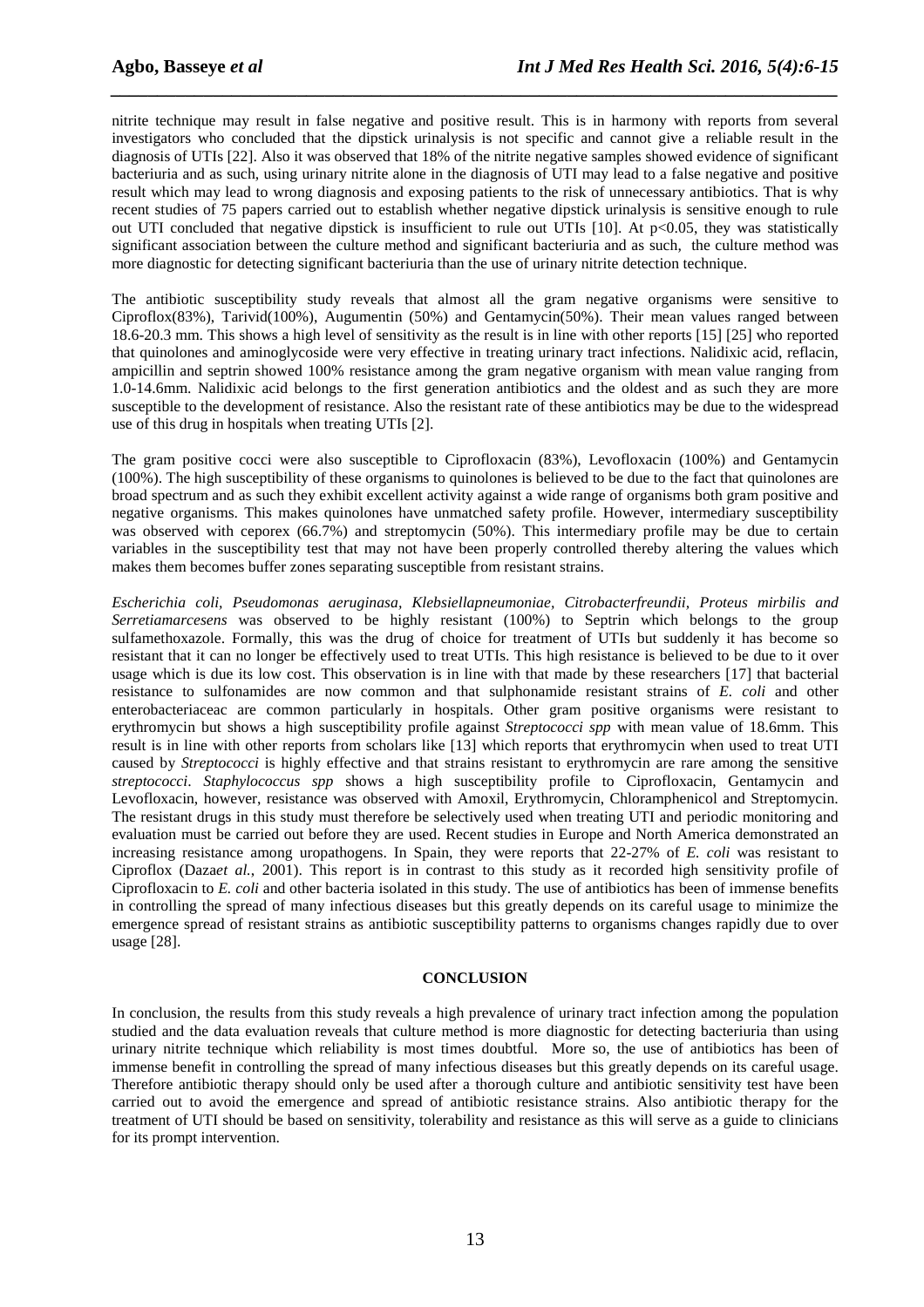nitrite technique may result in false negative and positive result. This is in harmony with reports from several investigators who concluded that the dipstick urinalysis is not specific and cannot give a reliable result in the diagnosis of UTIs [22]. Also it was observed that 18% of the nitrite negative samples showed evidence of significant bacteriuria and as such, using urinary nitrite alone in the diagnosis of UTI may lead to a false negative and positive result which may lead to wrong diagnosis and exposing patients to the risk of unnecessary antibiotics. That is why recent studies of 75 papers carried out to establish whether negative dipstick urinalysis is sensitive enough to rule out UTI concluded that negative dipstick is insufficient to rule out UTIs [10]. At $p<0.05$, they was statistically significant association between the culture method and significant bacteriuria and as such, the culture method was more diagnostic for detecting significant bacteriuria than the use of urinary nitrite detection technique.

The antibiotic susceptibility study reveals that almost all the gram negative organisms were sensitive to Ciproflox(83%), Tarivid(100%), Augumentin (50%) and Gentamycin(50%). Their mean values ranged between 18.6-20.3 mm. This shows a high level of sensitivity as the result is in line with other reports [15] [25] who reported that quinolones and aminoglycoside were very effective in treating urinary tract infections. Nalidixic acid, reflacin, ampicillin and septrin showed 100% resistance among the gram negative organism with mean value ranging from 1.0-14.6mm. Nalidixic acid belongs to the first generation antibiotics and the oldest and as such they are more susceptible to the development of resistance. Also the resistant rate of these antibiotics may be due to the widespread use of this drug in hospitals when treating UTIs [2].

The gram positive cocci were also susceptible to Ciprofloxacin (83%), Levofloxacin (100%) and Gentamycin (100%). The high susceptibility of these organisms to quinolones is believed to be due to the fact that quinolones are broad spectrum and as such they exhibit excellent activity against a wide range of organisms both gram positive and negative organisms. This makes quinolones have unmatched safety profile. However, intermediary susceptibility was observed with ceporex (66.7%) and streptomycin (50%). This intermediary profile may be due to certain variables in the susceptibility test that may not have been properly controlled thereby altering the values which makes them becomes buffer zones separating susceptible from resistant strains.

*Escherichia coli, Pseudomonas aeruginasa, Klebsiellapneumoniae, Citrobacterfreundii, Proteus mirbilis and Serretiamarcesens* was observed to be highly resistant (100%) to Septrin which belongs to the group sulfamethoxazole. Formally, this was the drug of choice for treatment of UTIs but suddenly it has become so resistant that it can no longer be effectively used to treat UTIs. This high resistance is believed to be due to it over usage which is due its low cost. This observation is in line with that made by these researchers [17] that bacterial resistance to sulfonamides are now common and that sulphonamide resistant strains of *E. coli* and other enterobacteriaceac are common particularly in hospitals. Other gram positive organisms were resistant to erythromycin but shows a high susceptibility profile against *Streptococci spp* with mean value of 18.6mm. This result is in line with other reports from scholars like [13] which reports that erythromycin when used to treat UTI caused by *Streptococci* is highly effective and that strains resistant to erythromycin are rare among the sensitive *streptococci*. *Staphylococcus spp* shows a high susceptibility profile to Ciprofloxacin, Gentamycin and Levofloxacin, however, resistance was observed with Amoxil, Erythromycin, Chloramphenicol and Streptomycin. The resistant drugs in this study must therefore be selectively used when treating UTI and periodic monitoring and evaluation must be carried out before they are used. Recent studies in Europe and North America demonstrated an increasing resistance among uropathogens. In Spain, they were reports that 22-27% of *E. coli* was resistant to Ciproflox (Daza*et al.*, 2001). This report is in contrast to this study as it recorded high sensitivity profile of Ciprofloxacin to *E. coli* and other bacteria isolated in this study. The use of antibiotics has been of immense benefits in controlling the spread of many infectious diseases but this greatly depends on its careful usage to minimize the emergence spread of resistant strains as antibiotic susceptibility patterns to organisms changes rapidly due to over usage [28].

## CONCLUSION

In conclusion, the results from this study reveals a high prevalence of urinary tract infection among the population studied and the data evaluation reveals that culture method is more diagnostic for detecting bacteriuria than using urinary nitrite technique which reliability is most times doubtful. More so, the use of antibiotics has been of immense benefit in controlling the spread of many infectious diseases but this greatly depends on its careful usage. Therefore antibiotic therapy should only be used after a thorough culture and antibiotic sensitivity test have been carried out to avoid the emergence and spread of antibiotic resistance strains. Also antibiotic therapy for the treatment of UTI should be based on sensitivity, tolerability and resistance as this will serve as a guide to clinicians for its prompt intervention.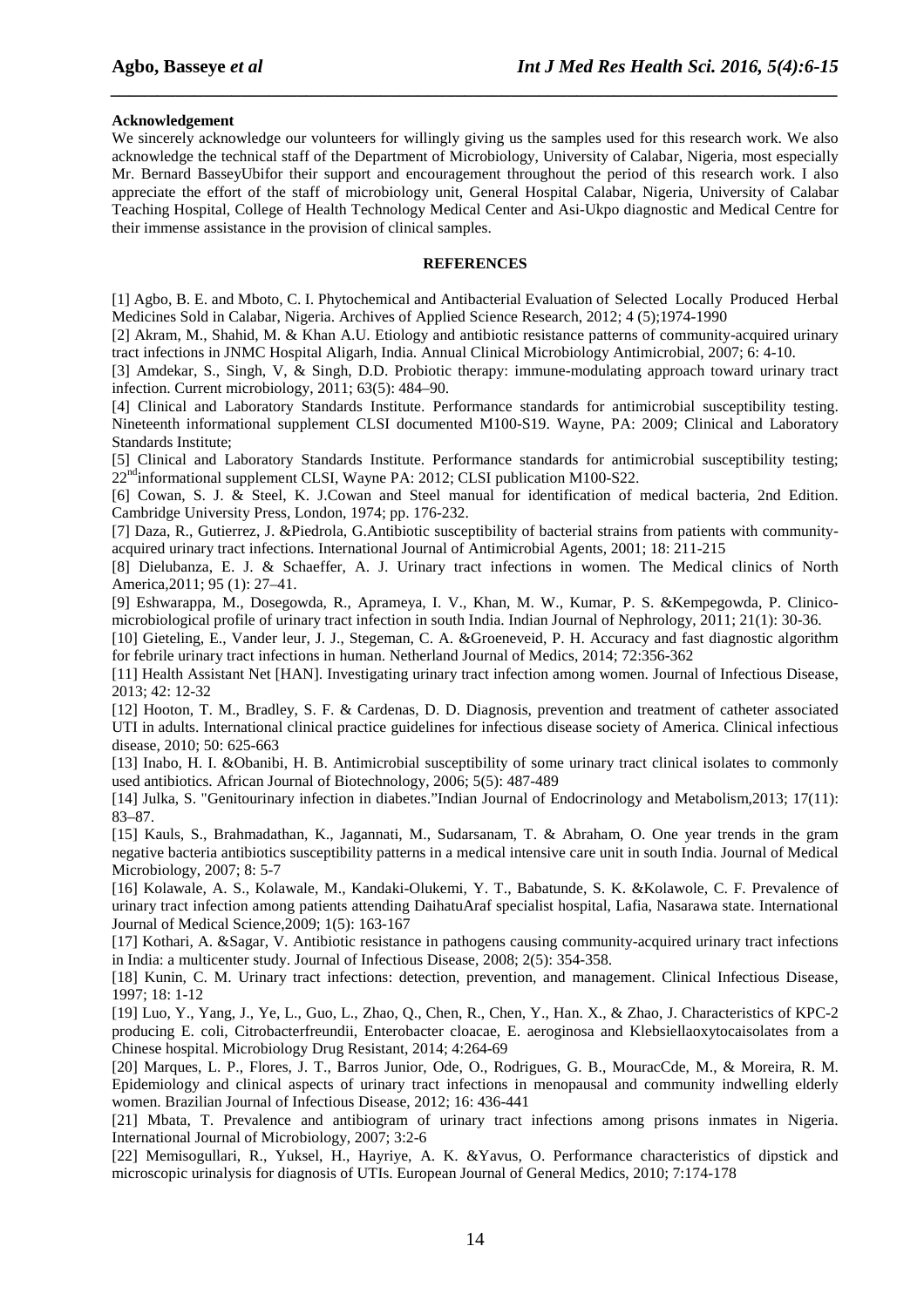**Acknowledgement**

We sincerely acknowledge our volunteers for willingly giving us the samples used for this research work. We also acknowledge the technical staff of the Department of Microbiology, University of Calabar, Nigeria, most especially Mr. Bernard BasseyUbifor their support and encouragement throughout the period of this research work. I also appreciate the effort of the staff of microbiology unit, General Hospital Calabar, Nigeria, University of Calabar Teaching Hospital, College of Health Technology Medical Center and Asi-Ukpo diagnostic and Medical Centre for their immense assistance in the provision of clinical samples.

## REFERENCES

[1] Agbo, B. E. and Mboto, C. I. Phytochemical and Antibacterial Evaluation of Selected Locally Produced Herbal Medicines Sold in Calabar, Nigeria. Archives of Applied Science Research, 2012; 4 (5);1974-1990

[2] Akram, M., Shahid, M. & Khan A.U. Etiology and antibiotic resistance patterns of community-acquired urinary tract infections in JNMC Hospital Aligarh, India. Annual Clinical Microbiology Antimicrobial, 2007; 6: 4-10.

[3] Amdekar, S., Singh, V, & Singh, D.D. Probiotic therapy: immune-modulating approach toward urinary tract infection. Current microbiology, 2011; 63(5): 484–90.

[4] Clinical and Laboratory Standards Institute. Performance standards for antimicrobial susceptibility testing. Nineteenth informational supplement CLSI documented M100-S19. Wayne, PA: 2009; Clinical and Laboratory Standards Institute;

[5] Clinical and Laboratory Standards Institute. Performance standards for antimicrobial susceptibility testing; 22nd informational supplement CLSI, Wayne PA: 2012; CLSI publication M100-S22.

[6] Cowan, S. J. & Steel, K. J.Cowan and Steel manual for identification of medical bacteria, 2nd Edition. Cambridge University Press, London, 1974; pp. 176-232.

[7] Daza, R., Gutierrez, J. &Piedrola, G.Antibiotic susceptibility of bacterial strains from patients with community-acquired urinary tract infections. International Journal of Antimicrobial Agents, 2001; 18: 211-215

[8] Dielubanza, E. J. & Schaeffer, A. J. Urinary tract infections in women. The Medical clinics of North America,2011; 95 (1): 27–41.

[9] Eshwarappa, M., Dosegowda, R., Aprameya, I. V., Khan, M. W., Kumar, P. S. &Kempegowda, P. Clinico-microbiological profile of urinary tract infection in south India. Indian Journal of Nephrology, 2011; 21(1): 30-36.

[10] Gieteling, E., Vander leur, J. J., Stegeman, C. A. &Groeneveid, P. H. Accuracy and fast diagnostic algorithm for febrile urinary tract infections in human. Netherland Journal of Medics, 2014; 72:356-362

[11] Health Assistant Net [HAN]. Investigating urinary tract infection among women. Journal of Infectious Disease, 2013; 42: 12-32

[12] Hooton, T. M., Bradley, S. F. & Cardenas, D. D. Diagnosis, prevention and treatment of catheter associated UTI in adults. International clinical practice guidelines for infectious disease society of America. Clinical infectious disease, 2010; 50: 625-663

[13] Inabo, H. I. &Obanibi, H. B. Antimicrobial susceptibility of some urinary tract clinical isolates to commonly used antibiotics. African Journal of Biotechnology, 2006; 5(5): 487-489

[14] Julka, S. "Genitourinary infection in diabetes."Indian Journal of Endocrinology and Metabolism,2013; 17(11): 83–87.

[15] Kauls, S., Brahmadathan, K., Jagannati, M., Sudarsanam, T. & Abraham, O. One year trends in the gram negative bacteria antibiotics susceptibility patterns in a medical intensive care unit in south India. Journal of Medical Microbiology, 2007; 8: 5-7

[16] Kolawale, A. S., Kolawale, M., Kandaki-Olukemi, Y. T., Babatunde, S. K. &Kolawole, C. F. Prevalence of urinary tract infection among patients attending DaihatuAraf specialist hospital, Lafia, Nasarawa state. International Journal of Medical Science,2009; 1(5): 163-167

[17] Kothari, A. &Sagar, V. Antibiotic resistance in pathogens causing community-acquired urinary tract infections in India: a multicenter study. Journal of Infectious Disease, 2008; 2(5): 354-358.

[18] Kunin, C. M. Urinary tract infections: detection, prevention, and management. Clinical Infectious Disease, 1997; 18: 1-12

[19] Luo, Y., Yang, J., Ye, L., Guo, L., Zhao, Q., Chen, R., Chen, Y., Han. X., & Zhao, J. Characteristics of KPC-2 producing E. coli, Citrobacterfreundii, Enterobacter cloacae, E. aeroginosa and Klebsiellaoxytocaisolates from a Chinese hospital. Microbiology Drug Resistant, 2014; 4:264-69

[20] Marques, L. P., Flores, J. T., Barros Junior, Ode, O., Rodrigues, G. B., MouracCde, M., & Moreira, R. M. Epidemiology and clinical aspects of urinary tract infections in menopausal and community indwelling elderly women. Brazilian Journal of Infectious Disease, 2012; 16: 436-441

[21] Mbata, T. Prevalence and antibiogram of urinary tract infections among prisons inmates in Nigeria. International Journal of Microbiology, 2007; 3:2-6

[22] Memisogullari, R., Yuksel, H., Hayriye, A. K. &Yavus, O. Performance characteristics of dipstick and microscopic urinalysis for diagnosis of UTIs. European Journal of General Medics, 2010; 7:174-178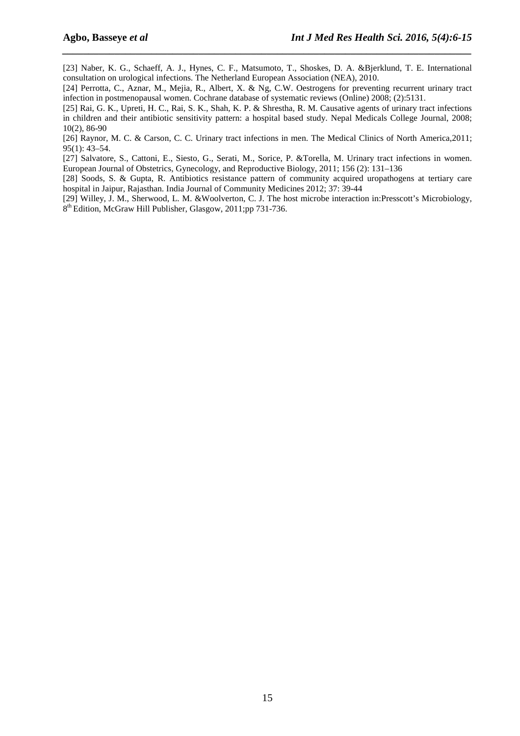[23] Naber, K. G., Schaeff, A. J., Hynes, C. F., Matsumoto, T., Shoskes, D. A. &Bjerklund, T. E. International consultation on urological infections. The Netherland European Association (NEA), 2010.

[24] Perrotta, C., Aznar, M., Mejia, R., Albert, X. & Ng, C.W. Oestrogens for preventing recurrent urinary tract infection in postmenopausal women. Cochrane database of systematic reviews (Online) 2008; (2):5131.

[25] Rai, G. K., Upreti, H. C., Rai, S. K., Shah, K. P. & Shrestha, R. M. Causative agents of urinary tract infections in children and their antibiotic sensitivity pattern: a hospital based study. Nepal Medicals College Journal, 2008; 10(2), 86-90

[26] Raynor, M. C. & Carson, C. C. Urinary tract infections in men. The Medical Clinics of North America,2011; 95(1): 43–54.

[27] Salvatore, S., Cattoni, E., Siesto, G., Serati, M., Sorice, P. &Torella, M. Urinary tract infections in women. European Journal of Obstetrics, Gynecology, and Reproductive Biology, 2011; 156 (2): 131–136

[28] Soods, S. & Gupta, R. Antibiotics resistance pattern of community acquired uropathogens at tertiary care hospital in Jaipur, Rajasthan. India Journal of Community Medicines 2012; 37: 39-44

[29] Willey, J. M., Sherwood, L. M. &Woolverton, C. J. The host microbe interaction in:Presscott's Microbiology, 8th Edition, McGraw Hill Publisher, Glasgow, 2011;pp 731-736.